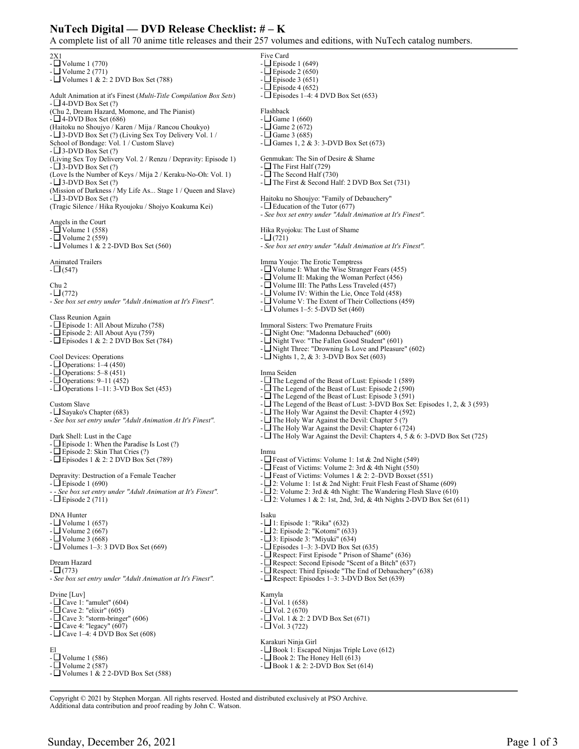# NuTech Digital — DVD Release Checklist: # – K

A complete list of all 70 anime title releases and their 257 volumes and editions, with NuTech catalog numbers.

2X1
- ☐ Volume 1 (770)
- ☐ Volume 2 (771)
- ☐ Volumes 1 & 2: 2 DVD Box Set (788)

Adult Animation at it's Finest (*Multi-Title Compilation Box Sets*)
- ☐ 4-DVD Box Set (?)
(Chu 2, Dream Hazard, Momone, and The Pianist)
- ☐ 4-DVD Box Set (686)
(Haitoku no Shoujyo / Karen / Mija / Rancou Choukyo)
- ☐ 3-DVD Box Set (?) (Living Sex Toy Delivery Vol. 1 / School of Bondage: Vol. 1 / Custom Slave)
- ☐ 3-DVD Box Set (?)
(Living Sex Toy Delivery Vol. 2 / Renzu / Depravity: Episode 1)
- ☐ 3-DVD Box Set (?)
(Love Is the Number of Keys / Mija 2 / Keraku-No-Oh: Vol. 1)
- ☐ 3-DVD Box Set (?)
(Mission of Darkness / My Life As... Stage 1 / Queen and Slave)
- ☐ 3-DVD Box Set (?)
(Tragic Silence / Hika Ryoujoku / Shojyo Koakuma Kei)

Angels in the Court
- ☐ Volume 1 (558)
- ☐ Volume 2 (559)
- ☐ Volumes 1 & 2 2-DVD Box Set (560)

Animated Trailers
- ☐ (547)

Chu 2
- ☐ (772)
- *See box set entry under "Adult Animation at It's Finest".*

Class Reunion Again
- ☐ Episode 1: All About Mizuho (758)
- ☐ Episode 2: All About Ayu (759)
- ☐ Episodes 1 & 2: 2 DVD Box Set (784)

Cool Devices: Operations
- ☐ Operations: 1–4 (450)
- ☐ Operations: 5–8 (451)
- ☐ Operations: 9–11 (452)
- ☐ Operations 1–11: 3-VD Box Set (453)

Custom Slave
- ☐ Sayako's Chapter (683)
- *See box set entry under "Adult Animation At It's Finest".*

Dark Shell: Lust in the Cage
- ☐ Episode 1: When the Paradise Is Lost (?)
- ☐ Episode 2: Skin That Cries (?)
- ☐ Episodes 1 & 2: 2 DVD Box Set (789)

Depravity: Destruction of a Female Teacher
- ☐ Episode 1 (690)
- - *See box set entry under "Adult Animation at It's Finest".*
- ☐ Episode 2 (711)

DNA Hunter
- ☐ Volume 1 (657)
- ☐ Volume 2 (667)
- ☐ Volume 3 (668)
- ☐ Volumes 1–3: 3 DVD Box Set (669)

Dream Hazard
- ☐ (773)
- *See box set entry under "Adult Animation at It's Finest".*

Dvine [Luv]
- ☐ Cave 1: "amulet" (604)
- ☐ Cave 2: "elixir" (605)
- ☐ Cave 3: "storm-bringer" (606)
- ☐ Cave 4: "legacy" (607)
- ☐ Cave 1–4: 4 DVD Box Set (608)

El
- ☐ Volume 1 (586)
- ☐ Volume 2 (587)
- ☐ Volumes 1 & 2 2-DVD Box Set (588)

Five Card
- ☐ Episode 1 (649)
- ☐ Episode 2 (650)
- ☐ Episode 3 (651)
- ☐ Episode 4 (652)
- ☐ Episodes 1–4: 4 DVD Box Set (653)

Flashback
- ☐ Game 1 (660)
- ☐ Game 2 (672)
- ☐ Game 3 (685)
- ☐ Games 1, 2 & 3: 3-DVD Box Set (673)

Genmukan: The Sin of Desire & Shame
- ☐ The First Half (729)
- ☐ The Second Half (730)
- ☐ The First & Second Half: 2 DVD Box Set (731)

Haitoku no Shoujyo: "Family of Debauchery"
- ☐ Education of the Tutor (677)
- *See box set entry under "Adult Animation at It's Finest".*

Hika Ryojoku: The Lust of Shame
- ☐ (721)
- *See box set entry under "Adult Animation at It's Finest".*

Imma Youjo: The Erotic Temptress
- ☐ Volume I: What the Wise Stranger Fears (455)
- ☐ Volume II: Making the Woman Perfect (456)
- ☐ Volume III: The Paths Less Traveled (457)
- ☐ Volume IV: Within the Lie, Once Told (458)
- ☐ Volume V: The Extent of Their Collections (459)
- ☐ Volumes 1–5: 5-DVD Set (460)

Immoral Sisters: Two Premature Fruits
- ☐ Night One: "Madonna Debauched" (600)
- ☐ Night Two: "The Fallen Good Student" (601)
- ☐ Night Three: "Drowning Is Love and Pleasure" (602)
- ☐ Nights 1, 2, & 3: 3-DVD Box Set (603)

Inma Seiden
- ☐ The Legend of the Beast of Lust: Episode 1 (589)
- ☐ The Legend of the Beast of Lust: Episode 2 (590)
- ☐ The Legend of the Beast of Lust: Episode 3 (591)
- ☐ The Legend of the Beast of Lust: 3-DVD Box Set: Episodes 1, 2, & 3 (593)
- ☐ The Holy War Against the Devil: Chapter 4 (592)
- ☐ The Holy War Against the Devil: Chapter 5 (?)
- ☐ The Holy War Against the Devil: Chapter 6 (724)
- ☐ The Holy War Against the Devil: Chapters 4, 5 & 6: 3-DVD Box Set (725)

Inmu
- ☐ Feast of Victims: Volume 1: 1st & 2nd Night (549)
- ☐ Feast of Victims: Volume 2: 3rd & 4th Night (550)
- ☐ Feast of Victims: Volumes 1 & 2: 2–DVD Boxset (551)
- ☐ 2: Volume 1: 1st & 2nd Night: Fruit Flesh Feast of Shame (609)
- ☐ 2: Volume 2: 3rd & 4th Night: The Wandering Flesh Slave (610)
- ☐ 2: Volumes 1 & 2: 1st, 2nd, 3rd, & 4th Nights 2-DVD Box Set (611)

Isaku
- ☐ 1: Episode 1: "Rika" (632)
- ☐ 2: Episode 2: "Kotomi" (633)
- ☐ 3: Episode 3: "Miyuki" (634)
- ☐ Episodes 1–3: 3-DVD Box Set (635)
- ☐ Respect: First Episode " Prison of Shame" (636)
- ☐ Respect: Second Episode "Scent of a Bitch" (637)
- ☐ Respect: Third Episode "The End of Debauchery" (638)
- ☐ Respect: Episodes 1–3: 3-DVD Box Set (639)

Kamyla
- ☐ Vol. 1 (658)
- ☐ Vol. 2 (670)
- ☐ Vol. 1 & 2: 2 DVD Box Set (671)
- ☐ Vol. 3 (722)

Karakuri Ninja Girl
- ☐ Book 1: Escaped Ninjas Triple Love (612)
- ☐ Book 2: The Honey Hell (613)
- ☐ Book 1 & 2: 2-DVD Box Set (614)

Copyright © 2021 by Stephen Morgan. All rights reserved. Hosted and distributed exclusively at PSO Archive.
Additional data contribution and proof reading by John C. Watson.

Sunday, December 26, 2021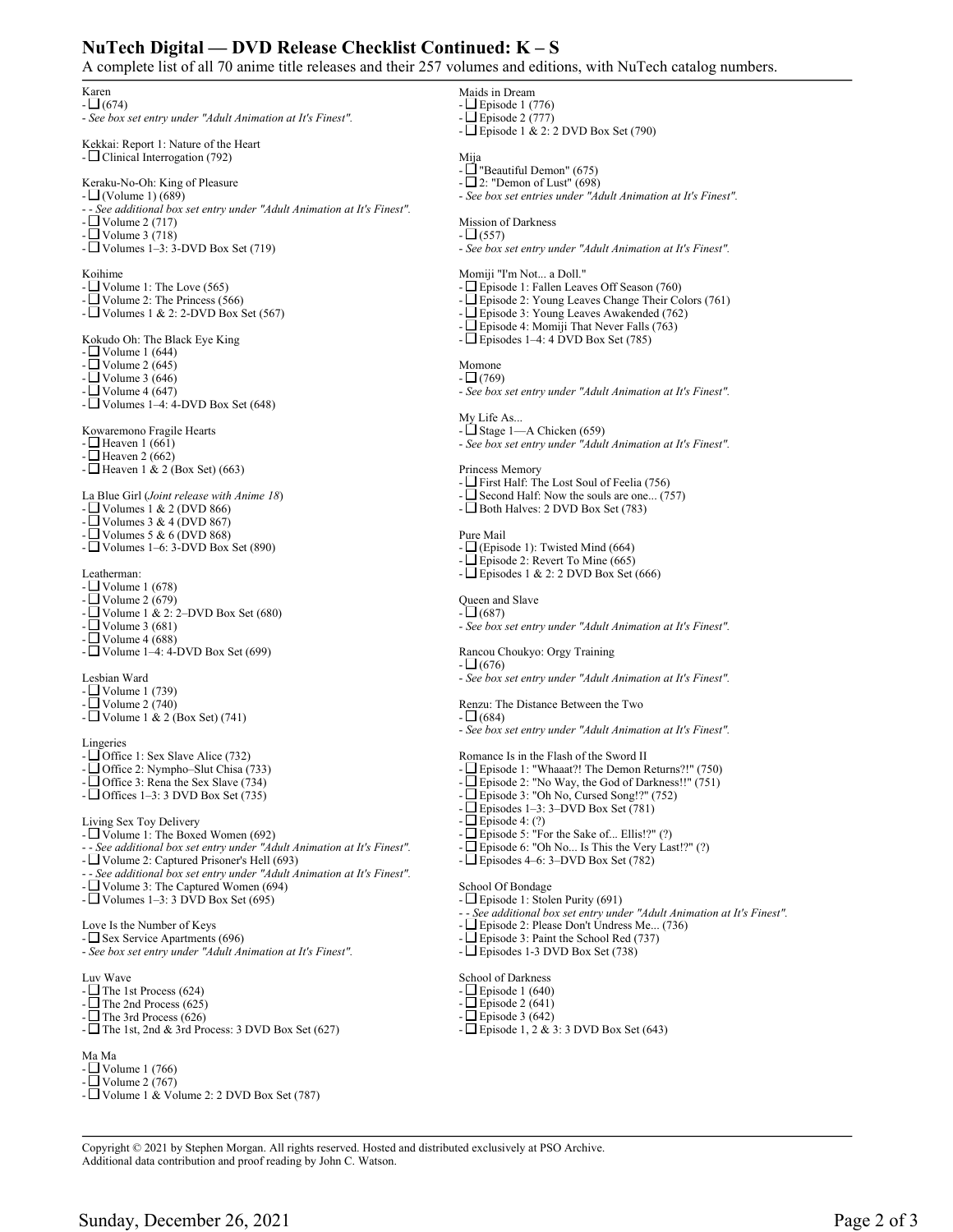# NuTech Digital — DVD Release Checklist Continued: K – S

A complete list of all 70 anime title releases and their 257 volumes and editions, with NuTech catalog numbers.

Karen
- ☐ (674)
- *See box set entry under "Adult Animation at It's Finest".*

Kekkai: Report 1: Nature of the Heart
- ☐ Clinical Interrogation (792)

Keraku-No-Oh: King of Pleasure
- ☐ (Volume 1) (689)
- *- See additional box set entry under "Adult Animation at It's Finest".*
- ☐ Volume 2 (717)
- ☐ Volume 3 (718)
- ☐ Volumes 1–3: 3-DVD Box Set (719)

Koihime
- ☐ Volume 1: The Love (565)
- ☐ Volume 2: The Princess (566)
- ☐ Volumes 1 & 2: 2-DVD Box Set (567)

Kokudo Oh: The Black Eye King
- ☐ Volume 1 (644)
- ☐ Volume 2 (645)
- ☐ Volume 3 (646)
- ☐ Volume 4 (647)
- ☐ Volumes 1–4: 4-DVD Box Set (648)

Kowaremono Fragile Hearts
- ☐ Heaven 1 (661)
- ☐ Heaven 2 (662)
- ☐ Heaven 1 & 2 (Box Set) (663)

La Blue Girl (*Joint release with Anime 18*)
- ☐ Volumes 1 & 2 (DVD 866)
- ☐ Volumes 3 & 4 (DVD 867)
- ☐ Volumes 5 & 6 (DVD 868)
- ☐ Volumes 1–6: 3-DVD Box Set (890)

Leatherman:
- ☐ Volume 1 (678)
- ☐ Volume 2 (679)
- ☐ Volume 1 & 2: 2–DVD Box Set (680)
- ☐ Volume 3 (681)
- ☐ Volume 4 (688)
- ☐ Volume 1–4: 4-DVD Box Set (699)

Lesbian Ward
- ☐ Volume 1 (739)
- ☐ Volume 2 (740)
- ☐ Volume 1 & 2 (Box Set) (741)

Lingeries
- ☐ Office 1: Sex Slave Alice (732)
- ☐ Office 2: Nympho–Slut Chisa (733)
- ☐ Office 3: Rena the Sex Slave (734)
- ☐ Offices 1–3: 3 DVD Box Set (735)

Living Sex Toy Delivery
- ☐ Volume 1: The Boxed Women (692)
- *- See additional box set entry under "Adult Animation at It's Finest".*
- ☐ Volume 2: Captured Prisoner's Hell (693)
- *- See additional box set entry under "Adult Animation at It's Finest".*
- ☐ Volume 3: The Captured Women (694)
- ☐ Volumes 1–3: 3 DVD Box Set (695)

Love Is the Number of Keys
- ☐ Sex Service Apartments (696)
- *See box set entry under "Adult Animation at It's Finest".*

Luv Wave
- ☐ The 1st Process (624)
- ☐ The 2nd Process (625)
- ☐ The 3rd Process (626)
- ☐ The 1st, 2nd & 3rd Process: 3 DVD Box Set (627)

Ma Ma
- ☐ Volume 1 (766)
- ☐ Volume 2 (767)
- ☐ Volume 1 & Volume 2: 2 DVD Box Set (787)

Maids in Dream
- ☐ Episode 1 (776)
- ☐ Episode 2 (777)
- ☐ Episode 1 & 2: 2 DVD Box Set (790)

Mija
- ☐ "Beautiful Demon" (675)
- ☐ 2: "Demon of Lust" (698)
- *See box set entries under "Adult Animation at It's Finest".*

Mission of Darkness
- ☐ (557)
- *See box set entry under "Adult Animation at It's Finest".*

Momiji "I'm Not... a Doll."
- ☐ Episode 1: Fallen Leaves Off Season (760)
- ☐ Episode 2: Young Leaves Change Their Colors (761)
- ☐ Episode 3: Young Leaves Awakened (762)
- ☐ Episode 4: Momiji That Never Falls (763)
- ☐ Episodes 1–4: 4 DVD Box Set (785)

Momone
- ☐ (769)
- *See box set entry under "Adult Animation at It's Finest".*

My Life As...
- ☐ Stage 1—A Chicken (659)
- *See box set entry under "Adult Animation at It's Finest".*

Princess Memory
- ☐ First Half: The Lost Soul of Feelia (756)
- ☐ Second Half: Now the souls are one... (757)
- ☐ Both Halves: 2 DVD Box Set (783)

Pure Mail
- ☐ (Episode 1): Twisted Mind (664)
- ☐ Episode 2: Revert To Mine (665)
- ☐ Episodes 1 & 2: 2 DVD Box Set (666)

Queen and Slave
- ☐ (687)
- *See box set entry under "Adult Animation at It's Finest".*

Rancou Choukyo: Orgy Training
- ☐ (676)
- *See box set entry under "Adult Animation at It's Finest".*

Renzu: The Distance Between the Two
- ☐ (684)
- *See box set entry under "Adult Animation at It's Finest".*

Romance Is in the Flash of the Sword II
- ☐ Episode 1: "Whaaat?! The Demon Returns?!" (750)
- ☐ Episode 2: "No Way, the God of Darkness!!" (751)
- ☐ Episode 3: "Oh No, Cursed Song!?" (752)
- ☐ Episodes 1–3: 3–DVD Box Set (781)
- ☐ Episode 4: (?)
- ☐ Episode 5: "For the Sake of... Ellis!?" (?)
- ☐ Episode 6: "Oh No... Is This the Very Last!?" (?)
- ☐ Episodes 4–6: 3–DVD Box Set (782)

School Of Bondage
- ☐ Episode 1: Stolen Purity (691)
- *- See additional box set entry under "Adult Animation at It's Finest".*
- ☐ Episode 2: Please Don't Undress Me... (736)
- ☐ Episode 3: Paint the School Red (737)
- ☐ Episodes 1-3 DVD Box Set (738)

School of Darkness
- ☐ Episode 1 (640)
- ☐ Episode 2 (641)
- ☐ Episode 3 (642)
- ☐ Episode 1, 2 & 3: 3 DVD Box Set (643)

Copyright © 2021 by Stephen Morgan. All rights reserved. Hosted and distributed exclusively at PSO Archive.
Additional data contribution and proof reading by John C. Watson.

Sunday, December 26, 2021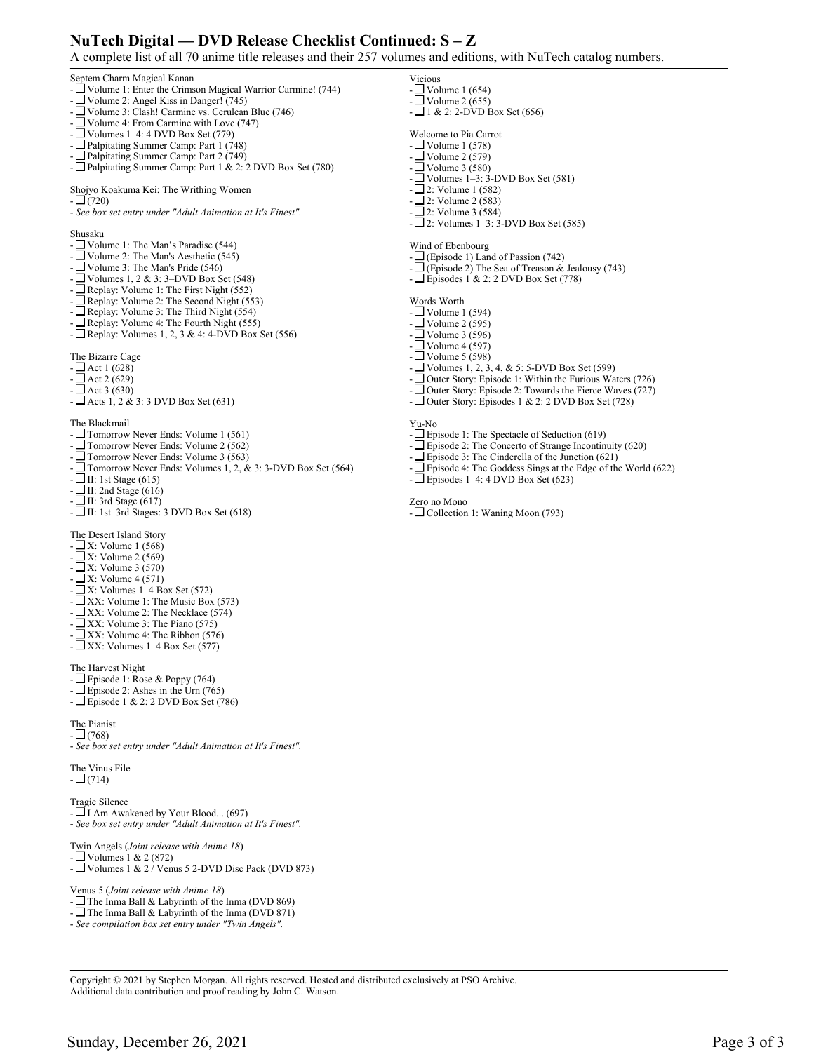# NuTech Digital — DVD Release Checklist Continued: S – Z

A complete list of all 70 anime title releases and their 257 volumes and editions, with NuTech catalog numbers.

Septem Charm Magical Kanan
- ❑ Volume 1: Enter the Crimson Magical Warrior Carmine! (744)
- ❑ Volume 2: Angel Kiss in Danger! (745)
- ❑ Volume 3: Clash! Carmine vs. Cerulean Blue (746)
- ❑ Volume 4: From Carmine with Love (747)
- ❑ Volumes 1–4: 4 DVD Box Set (779)
- ❑ Palpitating Summer Camp: Part 1 (748)
- ❑ Palpitating Summer Camp: Part 2 (749)
- ❑ Palpitating Summer Camp: Part 1 & 2: 2 DVD Box Set (780)

Shojyo Koakuma Kei: The Writhing Women
- ❑ (720)
- *See box set entry under "Adult Animation at It's Finest".*

Shusaku
- ❑ Volume 1: The Man's Paradise (544)
- ❑ Volume 2: The Man's Aesthetic (545)
- ❑ Volume 3: The Man's Pride (546)
- ❑ Volumes 1, 2 & 3: 3–DVD Box Set (548)
- ❑ Replay: Volume 1: The First Night (552)
- ❑ Replay: Volume 2: The Second Night (553)
- ❑ Replay: Volume 3: The Third Night (554)
- ❑ Replay: Volume 4: The Fourth Night (555)
- ❑ Replay: Volumes 1, 2, 3 & 4: 4-DVD Box Set (556)

The Bizarre Cage
- ❑ Act 1 (628)
- ❑ Act 2 (629)
- ❑ Act 3 (630)
- ❑ Acts 1, 2 & 3: 3 DVD Box Set (631)

The Blackmail
- ❑ Tomorrow Never Ends: Volume 1 (561)
- ❑ Tomorrow Never Ends: Volume 2 (562)
- ❑ Tomorrow Never Ends: Volume 3 (563)
- ❑ Tomorrow Never Ends: Volumes 1, 2, & 3: 3-DVD Box Set (564)
- ❑ II: 1st Stage (615)
- ❑ II: 2nd Stage (616)
- ❑ II: 3rd Stage (617)
- ❑ II: 1st–3rd Stages: 3 DVD Box Set (618)

The Desert Island Story
- ❑ X: Volume 1 (568)
- ❑ X: Volume 2 (569)
- ❑ X: Volume 3 (570)
- ❑ X: Volume 4 (571)
- ❑ X: Volumes 1–4 Box Set (572)
- ❑ XX: Volume 1: The Music Box (573)
- ❑ XX: Volume 2: The Necklace (574)
- ❑ XX: Volume 3: The Piano (575)
- ❑ XX: Volume 4: The Ribbon (576)
- ❑ XX: Volumes 1–4 Box Set (577)

The Harvest Night
- ❑ Episode 1: Rose & Poppy (764)
- ❑ Episode 2: Ashes in the Urn (765)
- ❑ Episode 1 & 2: 2 DVD Box Set (786)

The Pianist
- ❑ (768)
- *See box set entry under "Adult Animation at It's Finest".*

The Vinus File
- ❑ (714)

Tragic Silence
- ❑ I Am Awakened by Your Blood... (697)
- *See box set entry under "Adult Animation at It's Finest".*

Twin Angels (*Joint release with Anime 18*)
- ❑ Volumes 1 & 2 (872)
- ❑ Volumes 1 & 2 / Venus 5 2-DVD Disc Pack (DVD 873)

Venus 5 (*Joint release with Anime 18*)
- ❑ The Inma Ball & Labyrinth of the Inma (DVD 869)
- ❑ The Inma Ball & Labyrinth of the Inma (DVD 871)
- *See compilation box set entry under "Twin Angels".*

Vicious
- ❑ Volume 1 (654)
- ❑ Volume 2 (655)
- ❑ 1 & 2: 2-DVD Box Set (656)

Welcome to Pia Carrot
- ❑ Volume 1 (578)
- ❑ Volume 2 (579)
- ❑ Volume 3 (580)
- ❑ Volumes 1–3: 3-DVD Box Set (581)
- ❑ 2: Volume 1 (582)
- ❑ 2: Volume 2 (583)
- ❑ 2: Volume 3 (584)
- ❑ 2: Volumes 1–3: 3-DVD Box Set (585)

Wind of Ebenbourg
- ❑ (Episode 1) Land of Passion (742)
- ❑ (Episode 2) The Sea of Treason & Jealousy (743)
- ❑ Episodes 1 & 2: 2 DVD Box Set (778)

Words Worth
- ❑ Volume 1 (594)
- ❑ Volume 2 (595)
- ❑ Volume 3 (596)
- ❑ Volume 4 (597)
- ❑ Volume 5 (598)
- ❑ Volumes 1, 2, 3, 4, & 5: 5-DVD Box Set (599)
- ❑ Outer Story: Episode 1: Within the Furious Waters (726)
- ❑ Outer Story: Episode 2: Towards the Fierce Waves (727)
- ❑ Outer Story: Episodes 1 & 2: 2 DVD Box Set (728)

Yu-No
- ❑ Episode 1: The Spectacle of Seduction (619)
- ❑ Episode 2: The Concerto of Strange Incontinuity (620)
- ❑ Episode 3: The Cinderella of the Junction (621)
- ❑ Episode 4: The Goddess Sings at the Edge of the World (622)
- ❑ Episodes 1–4: 4 DVD Box Set (623)

Zero no Mono
- ❑ Collection 1: Waning Moon (793)

---

Copyright © 2021 by Stephen Morgan. All rights reserved. Hosted and distributed exclusively at PSO Archive.
Additional data contribution and proof reading by John C. Watson.

Sunday, December 26, 2021